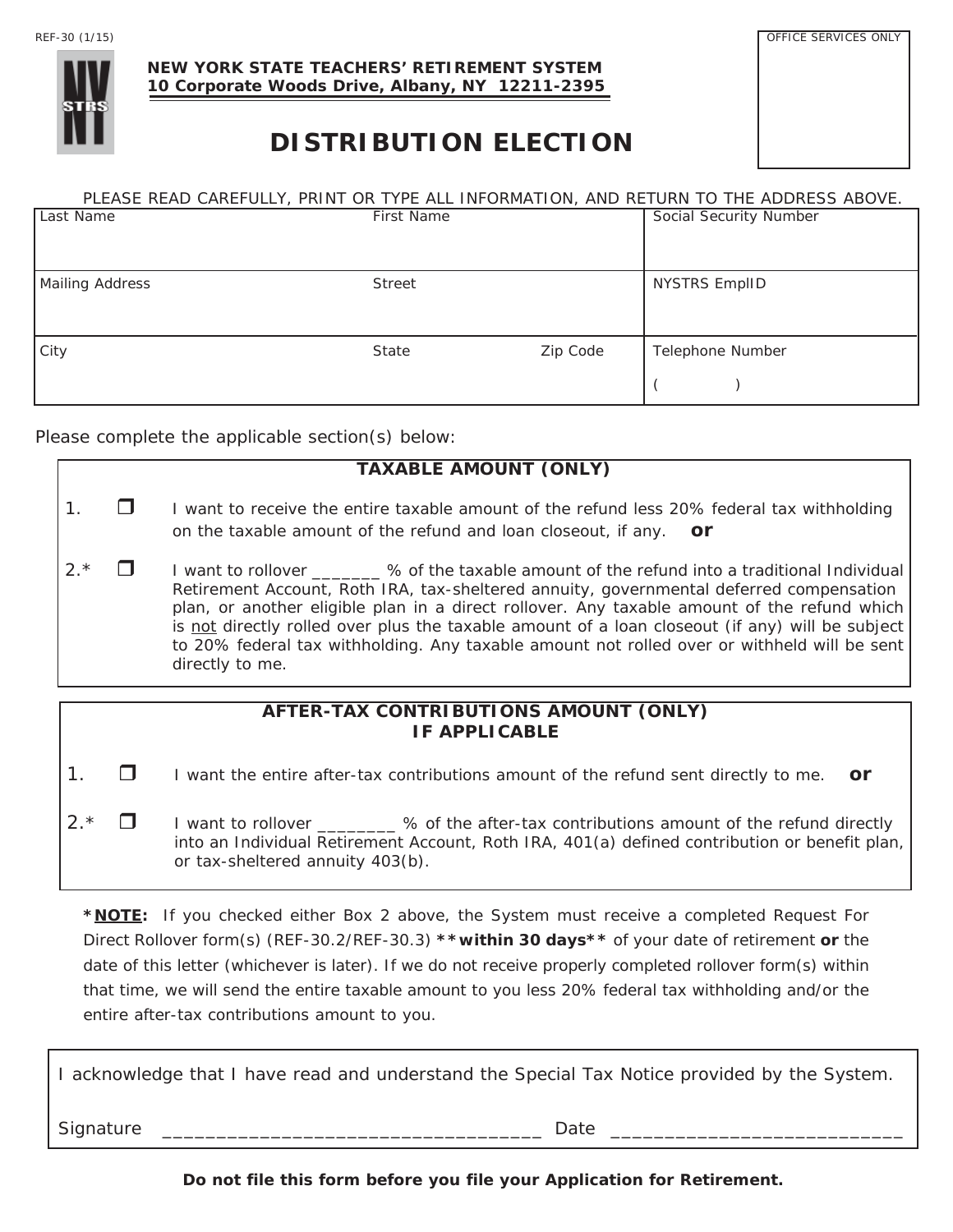REF-30 (1/15)

OFFICE SERVICES ONLY

**NEW YORK STATE TEACHERS' RETIREMENT SYSTEM**
**10 Corporate Woods Drive, Albany, NY 12211-2395**

# DISTRIBUTION ELECTION

PLEASE READ CAREFULLY, PRINT OR TYPE ALL INFORMATION, AND RETURN TO THE ADDRESS ABOVE.

| Last Name | First Name | | Social Security Number |
|---|---|---|---|
| Mailing Address | Street | | NYSTRS EmplID |
| City | State | Zip Code | Telephone Number ( ) |

Please complete the applicable section(s) below:

## TAXABLE AMOUNT (ONLY)

1. ❒ I want to receive the entire taxable amount of the refund less 20% federal tax withholding on the taxable amount of the refund and loan closeout, if any. **or**

2.* ❒ I want to rollover _______ % of the taxable amount of the refund into a traditional Individual Retirement Account, Roth IRA, tax-sheltered annuity, governmental deferred compensation plan, or another eligible plan in a direct rollover. Any taxable amount of the refund which is not directly rolled over plus the taxable amount of a loan closeout (if any) will be subject to 20% federal tax withholding. Any taxable amount not rolled over or withheld will be sent directly to me.

## AFTER-TAX CONTRIBUTIONS AMOUNT (ONLY) IF APPLICABLE

1. ❒ I want the entire after-tax contributions amount of the refund sent directly to me. **or**

2.* ❒ I want to rollover ________ % of the after-tax contributions amount of the refund directly into an Individual Retirement Account, Roth IRA, 401(a) defined contribution or benefit plan, or tax-sheltered annuity 403(b).

***NOTE:** If you checked either Box 2 above, the System must receive a completed Request For Direct Rollover form(s) (REF-30.2/REF-30.3) ****within 30 days**** of your date of retirement **or** the date of this letter (whichever is later). If we do not receive properly completed rollover form(s) within that time, we will send the entire taxable amount to you less 20% federal tax withholding and/or the entire after-tax contributions amount to you.

I acknowledge that I have read and understand the Special Tax Notice provided by the System.

Signature ___________________________________ Date ___________________________

**Do not file this form before you file your Application for Retirement.**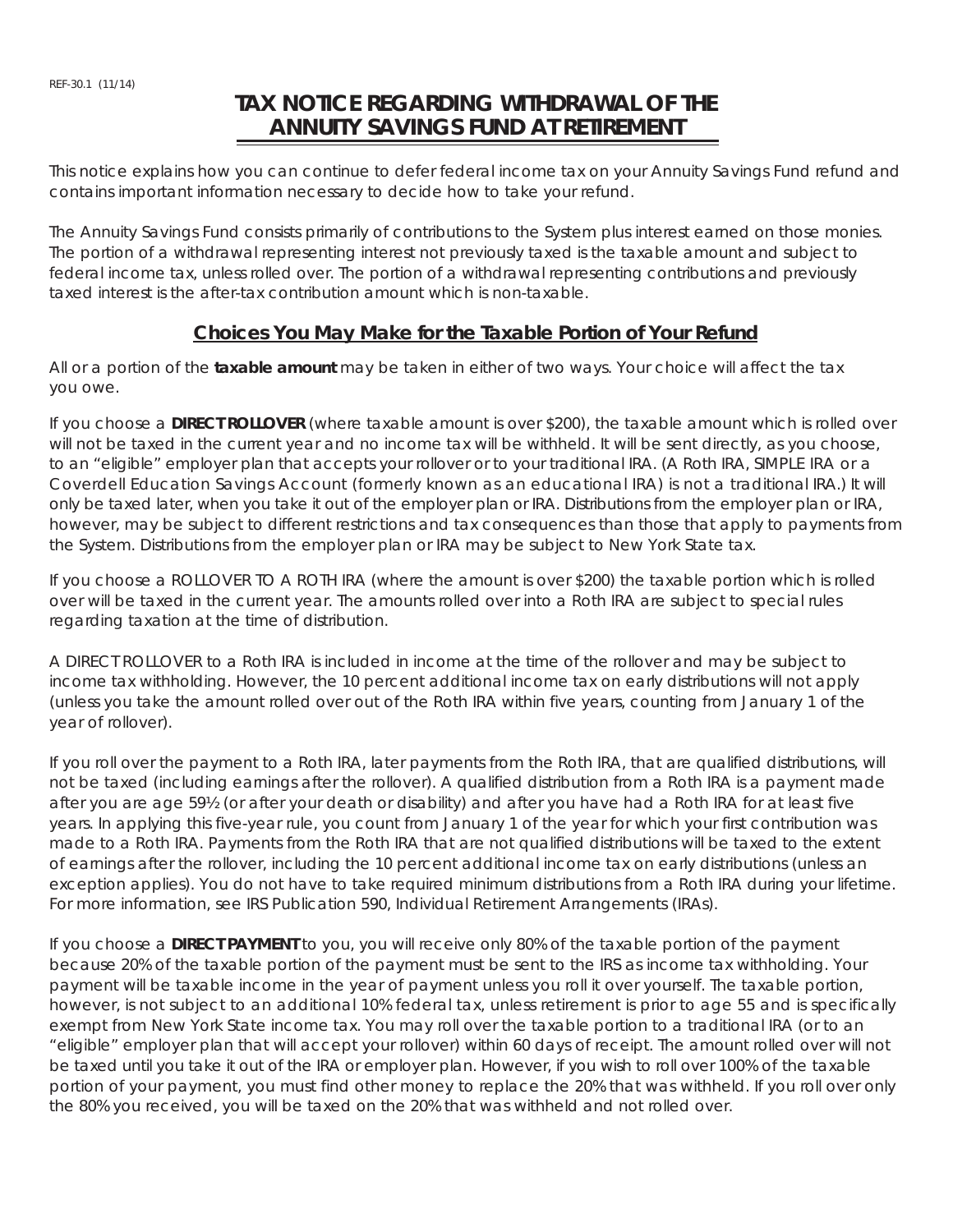REF-30.1 (11/14)

# TAX NOTICE REGARDING WITHDRAWAL OF THE ANNUITY SAVINGS FUND AT RETIREMENT

This notice explains how you can continue to defer federal income tax on your Annuity Savings Fund refund and contains important information necessary to decide how to take your refund.

The Annuity Savings Fund consists primarily of contributions to the System plus interest earned on those monies. The portion of a withdrawal representing interest not previously taxed is the taxable amount and subject to federal income tax, unless rolled over. The portion of a withdrawal representing contributions and previously taxed interest is the after-tax contribution amount which is non-taxable.

## Choices You May Make for the Taxable Portion of Your Refund

All or a portion of the **taxable amount** may be taken in either of two ways. Your choice will affect the tax you owe.

If you choose a **DIRECT ROLLOVER** (where taxable amount is over $200), the taxable amount which is rolled over will not be taxed in the current year and no income tax will be withheld. It will be sent directly, as you choose, to an "eligible" employer plan that accepts your rollover or to your traditional IRA. (A Roth IRA, SIMPLE IRA or a Coverdell Education Savings Account (formerly known as an educational IRA) is not a traditional IRA.) It will only be taxed later, when you take it out of the employer plan or IRA. Distributions from the employer plan or IRA, however, may be subject to different restrictions and tax consequences than those that apply to payments from the System. Distributions from the employer plan or IRA may be subject to New York State tax.

If you choose a ROLLOVER TO A ROTH IRA (where the amount is over $200) the taxable portion which is rolled over will be taxed in the current year. The amounts rolled over into a Roth IRA are subject to special rules regarding taxation at the time of distribution.

A DIRECT ROLLOVER to a Roth IRA is included in income at the time of the rollover and may be subject to income tax withholding. However, the 10 percent additional income tax on early distributions will not apply (unless you take the amount rolled over out of the Roth IRA within five years, counting from January 1 of the year of rollover).

If you roll over the payment to a Roth IRA, later payments from the Roth IRA, that are qualified distributions, will not be taxed (including earnings after the rollover). A qualified distribution from a Roth IRA is a payment made after you are age 59½ (or after your death or disability) and after you have had a Roth IRA for at least five years. In applying this five-year rule, you count from January 1 of the year for which your first contribution was made to a Roth IRA. Payments from the Roth IRA that are not qualified distributions will be taxed to the extent of earnings after the rollover, including the 10 percent additional income tax on early distributions (unless an exception applies). You do not have to take required minimum distributions from a Roth IRA during your lifetime. For more information, see IRS Publication 590, Individual Retirement Arrangements (IRAs).

If you choose a **DIRECT PAYMENT** to you, you will receive only 80% of the taxable portion of the payment because 20% of the taxable portion of the payment must be sent to the IRS as income tax withholding. Your payment will be taxable income in the year of payment unless you roll it over yourself. The taxable portion, however, is not subject to an additional 10% federal tax, unless retirement is prior to age 55 and is specifically exempt from New York State income tax. You may roll over the taxable portion to a traditional IRA (or to an "eligible" employer plan that will accept your rollover) within 60 days of receipt. The amount rolled over will not be taxed until you take it out of the IRA or employer plan. However, if you wish to roll over 100% of the taxable portion of your payment, you must find other money to replace the 20% that was withheld. If you roll over only the 80% you received, you will be taxed on the 20% that was withheld and not rolled over.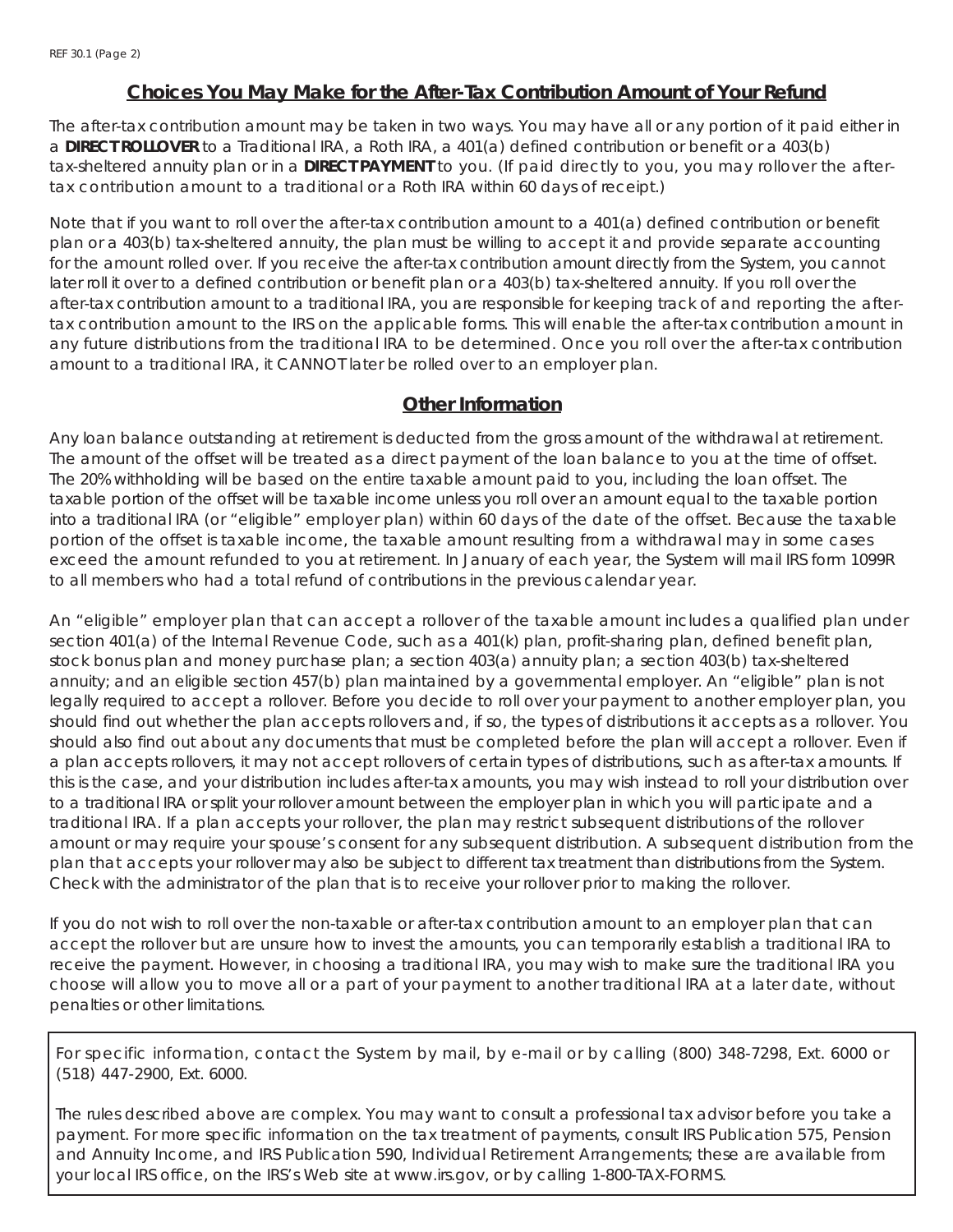## Choices You May Make for the After-Tax Contribution Amount of Your Refund

The after-tax contribution amount may be taken in two ways. You may have all or any portion of it paid either in a **DIRECT ROLLOVER** to a Traditional IRA, a Roth IRA, a 401(a) defined contribution or benefit or a 403(b) tax-sheltered annuity plan or in a **DIRECT PAYMENT** to you. (If paid directly to you, you may rollover the after-tax contribution amount to a traditional or a Roth IRA within 60 days of receipt.)

Note that if you want to roll over the after-tax contribution amount to a 401(a) defined contribution or benefit plan or a 403(b) tax-sheltered annuity, the plan must be willing to accept it and provide separate accounting for the amount rolled over. If you receive the after-tax contribution amount directly from the System, you cannot later roll it over to a defined contribution or benefit plan or a 403(b) tax-sheltered annuity. If you roll over the after-tax contribution amount to a traditional IRA, you are responsible for keeping track of and reporting the after-tax contribution amount to the IRS on the applicable forms. This will enable the after-tax contribution amount in any future distributions from the traditional IRA to be determined. Once you roll over the after-tax contribution amount to a traditional IRA, it CANNOT later be rolled over to an employer plan.

## Other Information

Any loan balance outstanding at retirement is deducted from the gross amount of the withdrawal at retirement. The amount of the offset will be treated as a direct payment of the loan balance to you at the time of offset. The 20% withholding will be based on the entire taxable amount paid to you, including the loan offset. The taxable portion of the offset will be taxable income unless you roll over an amount equal to the taxable portion into a traditional IRA (or "eligible" employer plan) within 60 days of the date of the offset. Because the taxable portion of the offset is taxable income, the taxable amount resulting from a withdrawal may in some cases exceed the amount refunded to you at retirement. In January of each year, the System will mail IRS form 1099R to all members who had a total refund of contributions in the previous calendar year.

An "eligible" employer plan that can accept a rollover of the taxable amount includes a qualified plan under section 401(a) of the Internal Revenue Code, such as a 401(k) plan, profit-sharing plan, defined benefit plan, stock bonus plan and money purchase plan; a section 403(a) annuity plan; a section 403(b) tax-sheltered annuity; and an eligible section 457(b) plan maintained by a governmental employer. An "eligible" plan is not legally required to accept a rollover. Before you decide to roll over your payment to another employer plan, you should find out whether the plan accepts rollovers and, if so, the types of distributions it accepts as a rollover. You should also find out about any documents that must be completed before the plan will accept a rollover. Even if a plan accepts rollovers, it may not accept rollovers of certain types of distributions, such as after-tax amounts. If this is the case, and your distribution includes after-tax amounts, you may wish instead to roll your distribution over to a traditional IRA or split your rollover amount between the employer plan in which you will participate and a traditional IRA. If a plan accepts your rollover, the plan may restrict subsequent distributions of the rollover amount or may require your spouse's consent for any subsequent distribution. A subsequent distribution from the plan that accepts your rollover may also be subject to different tax treatment than distributions from the System. Check with the administrator of the plan that is to receive your rollover prior to making the rollover.

If you do not wish to roll over the non-taxable or after-tax contribution amount to an employer plan that can accept the rollover but are unsure how to invest the amounts, you can temporarily establish a traditional IRA to receive the payment. However, in choosing a traditional IRA, you may wish to make sure the traditional IRA you choose will allow you to move all or a part of your payment to another traditional IRA at a later date, without penalties or other limitations.

For specific information, contact the System by mail, by e-mail or by calling (800) 348-7298, Ext. 6000 or (518) 447-2900, Ext. 6000.

The rules described above are complex. You may want to consult a professional tax advisor before you take a payment. For more specific information on the tax treatment of payments, consult IRS Publication 575, Pension and Annuity Income, and IRS Publication 590, Individual Retirement Arrangements; these are available from your local IRS office, on the IRS's Web site at www.irs.gov, or by calling 1-800-TAX-FORMS.